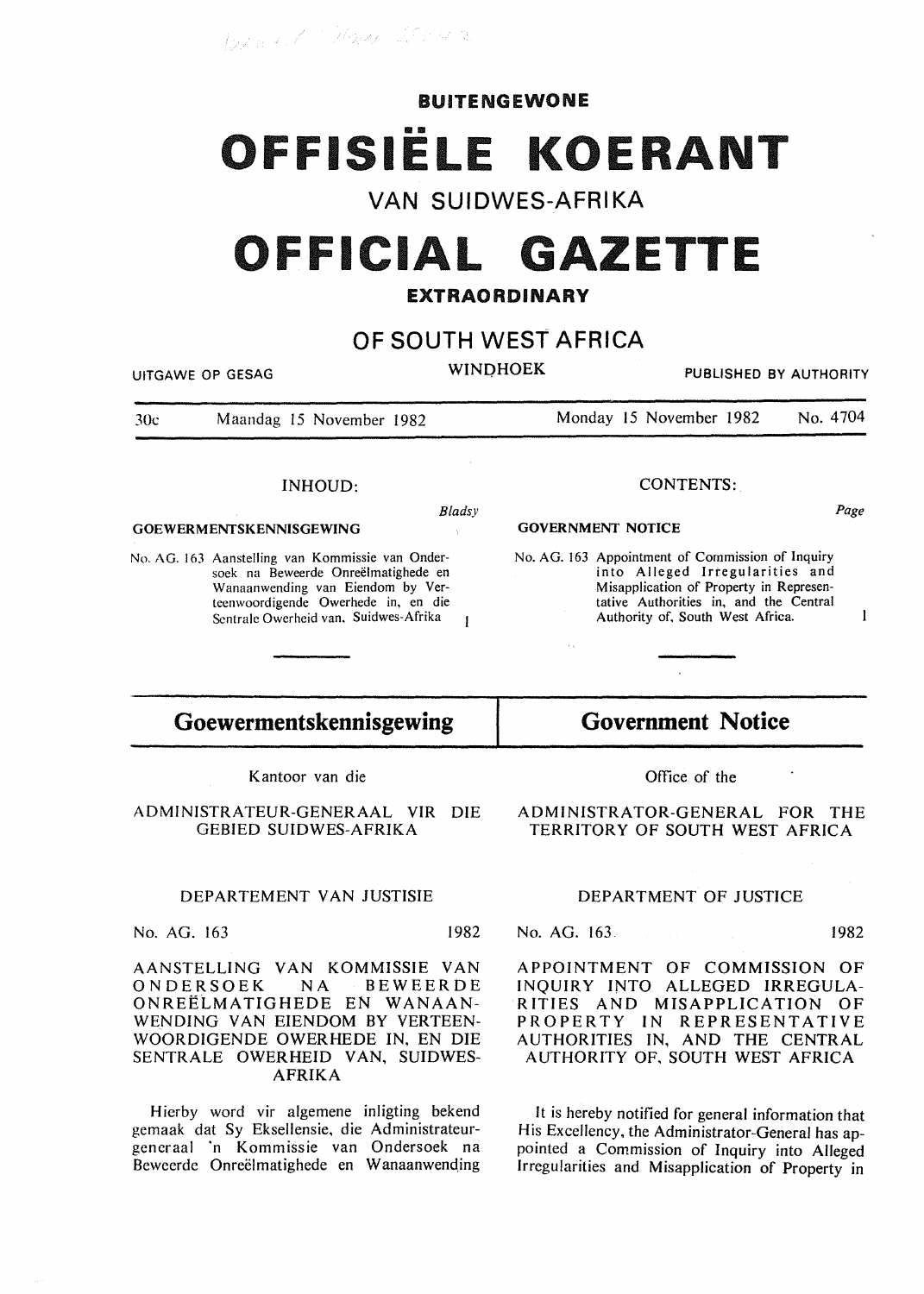# BUITENGEWONE

# OFFISIËLE KOERANT

## VAN SUIDWES-AFRIKA

# OFFICIAL GAZETTE

## EXTRAORDINARY

## OF SOUTH WEST AFRICA

UITGAWE OP GESAG — WINDHOEK — PUBLISHED BY AUTHORITY

30c — Maandag 15 November 1982 — Monday 15 November 1982 — No. 4704

### INHOUD:

*Bladsy*

**GOEWERMENTSKENNISGEWING**

No. AG. 163 Aanstelling van Kommissie van Ondersoek na Beweerde Onreëlmatighede en Wanaanwending van Eiendom by Verteenwoordigende Owerhede in, en die Sentrale Owerheid van, Suidwes-Afrika — 1

### CONTENTS:

*Page*

**GOVERNMENT NOTICE**

No. AG. 163 Appointment of Commission of Inquiry into Alleged Irregularities and Misapplication of Property in Representative Authorities in, and the Central Authority of, South West Africa. — 1

## Goewermentskennisgewing

Kantoor van die

ADMINISTRATEUR-GENERAAL VIR DIE GEBIED SUIDWES-AFRIKA

DEPARTEMENT VAN JUSTISIE

No. AG. 163 — 1982

AANSTELLING VAN KOMMISSIE VAN ONDERSOEK NA BEWEERDE ONREËLMATIGHEDE EN WANAANWENDING VAN EIENDOM BY VERTEENWOORDIGENDE OWERHEDE IN, EN DIE SENTRALE OWERHEID VAN, SUIDWES-AFRIKA

Hierby word vir algemene inligting bekend gemaak dat Sy Eksellensie, die Administrateur-generaal 'n Kommissie van Ondersoek na Beweerde Onreëlmatighede en Wanaanwending

## Government Notice

Office of the

ADMINISTRATOR-GENERAL FOR THE TERRITORY OF SOUTH WEST AFRICA

DEPARTMENT OF JUSTICE

No. AG. 163 — 1982

APPOINTMENT OF COMMISSION OF INQUIRY INTO ALLEGED IRREGULARITIES AND MISAPPLICATION OF PROPERTY IN REPRESENTATIVE AUTHORITIES IN, AND THE CENTRAL AUTHORITY OF, SOUTH WEST AFRICA

It is hereby notified for general information that His Excellency, the Administrator-General has appointed a Commission of Inquiry into Alleged Irregularities and Misapplication of Property in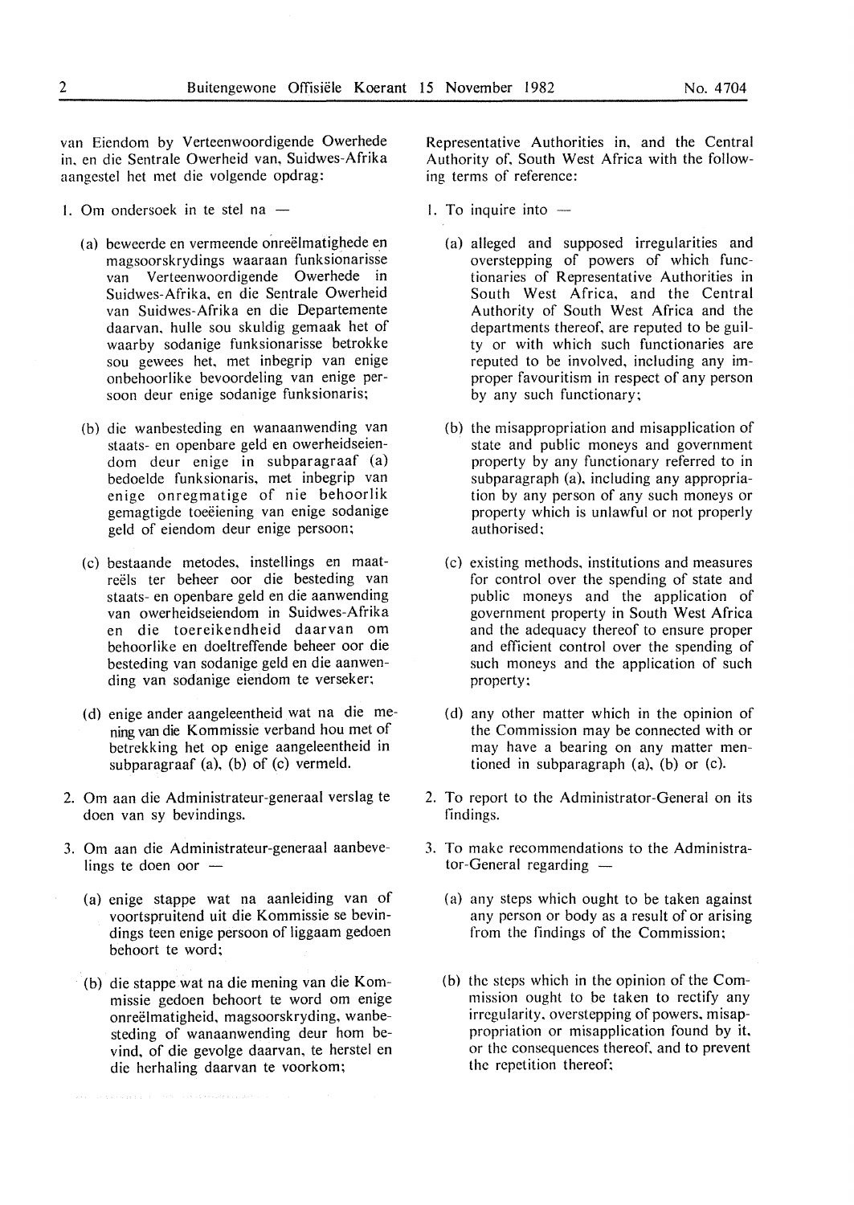van Eiendom by Verteenwoordigende Owerhede in, en die Sentrale Owerheid van, Suidwes-Afrika aangestel het met die volgende opdrag:

1. Om ondersoek in te stel na —

   (a) beweerde en vermeende onreëlmatighede en magsoorskrydings waaraan funksionarisse van Verteenwoordigende Owerhede in Suidwes-Afrika, en die Sentrale Owerheid van Suidwes-Afrika en die Departemente daarvan, hulle sou skuldig gemaak het of waarby sodanige funksionarisse betrokke sou gewees het, met inbegrip van enige onbehoorlike bevoordeling van enige persoon deur enige sodanige funksionaris;

   (b) die wanbesteding en wanaanwending van staats- en openbare geld en owerheidseiendom deur enige in subparagraaf (a) bedoelde funksionaris, met inbegrip van enige onregmatige of nie behoorlik gemagtigde toeëiening van enige sodanige geld of eiendom deur enige persoon;

   (c) bestaande metodes, instellings en maatreëls ter beheer oor die besteding van staats- en openbare geld en die aanwending van owerheidseiendom in Suidwes-Afrika en die toereikendheid daarvan om behoorlike en doeltreffende beheer oor die besteding van sodanige geld en die aanwending van sodanige eiendom te verseker;

   (d) enige ander aangeleentheid wat na die mening van die Kommissie verband hou met of betrekking het op enige aangeleentheid in subparagraaf (a), (b) of (c) vermeld.

2. Om aan die Administrateur-generaal verslag te doen van sy bevindings.

3. Om aan die Administrateur-generaal aanbevelings te doen oor —

   (a) enige stappe wat na aanleiding van of voortspruitend uit die Kommissie se bevindings teen enige persoon of liggaam gedoen behoort te word;

   (b) die stappe wat na die mening van die Kommissie gedoen behoort te word om enige onreëlmatigheid, magsoorskryding, wanbesteding of wanaanwending deur hom bevind, of die gevolge daarvan, te herstel en die herhaling daarvan te voorkom;

Representative Authorities in, and the Central Authority of, South West Africa with the following terms of reference:

1. To inquire into —

   (a) alleged and supposed irregularities and overstepping of powers of which functionaries of Representative Authorities in South West Africa, and the Central Authority of South West Africa and the departments thereof, are reputed to be guilty or with which such functionaries are reputed to be involved, including any improper favouritism in respect of any person by any such functionary;

   (b) the misappropriation and misapplication of state and public moneys and government property by any functionary referred to in subparagraph (a), including any appropriation by any person of any such moneys or property which is unlawful or not properly authorised;

   (c) existing methods, institutions and measures for control over the spending of state and public moneys and the application of government property in South West Africa and the adequacy thereof to ensure proper and efficient control over the spending of such moneys and the application of such property;

   (d) any other matter which in the opinion of the Commission may be connected with or may have a bearing on any matter mentioned in subparagraph (a), (b) or (c).

2. To report to the Administrator-General on its findings.

3. To make recommendations to the Administrator-General regarding —

   (a) any steps which ought to be taken against any person or body as a result of or arising from the findings of the Commission;

   (b) the steps which in the opinion of the Commission ought to be taken to rectify any irregularity, overstepping of powers, misappropriation or misapplication found by it, or the consequences thereof, and to prevent the repetition thereof;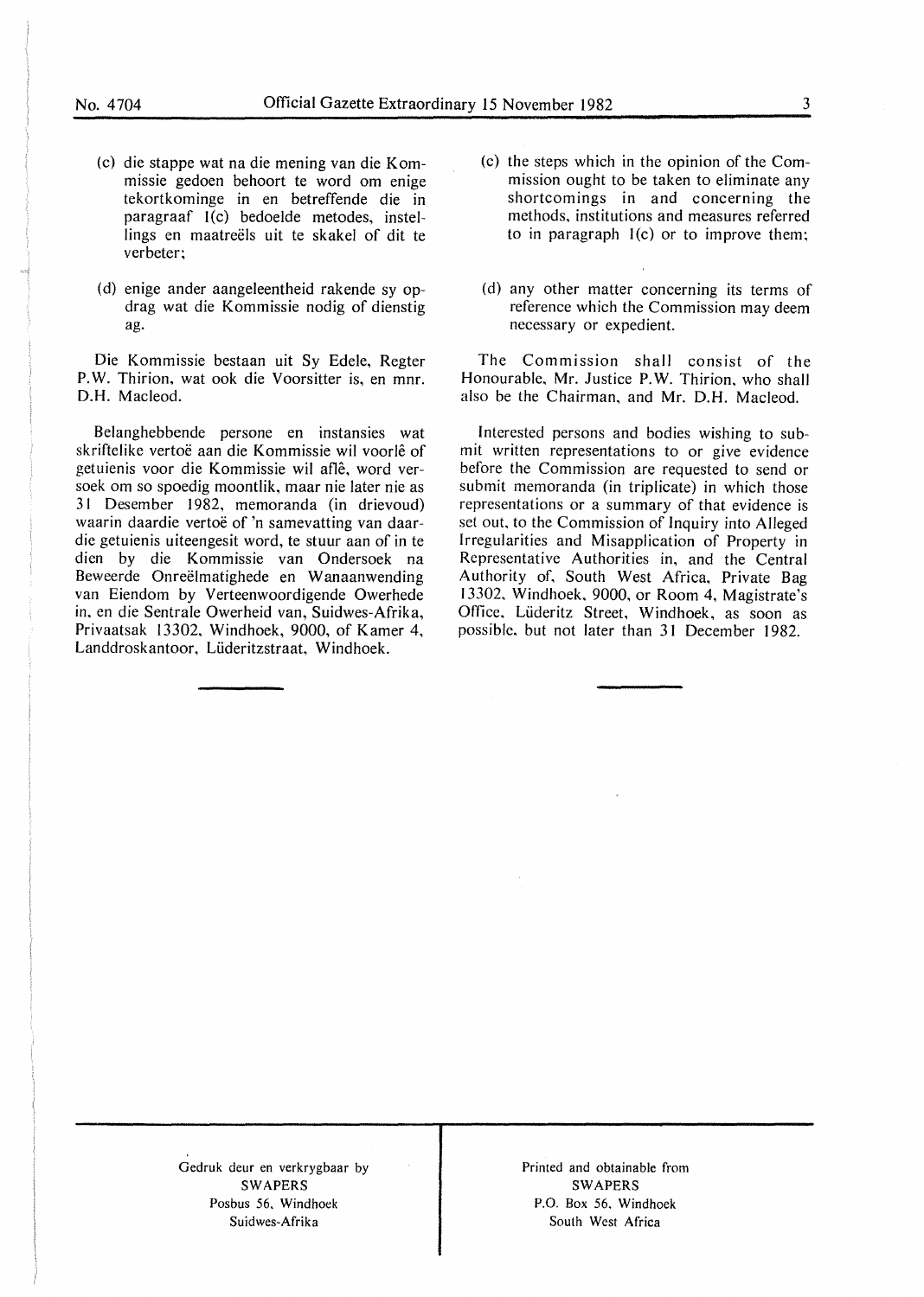(c) die stappe wat na die mening van die Kommissie gedoen behoort te word om enige tekortkominge in en betreffende die in paragraaf 1(c) bedoelde metodes, instellings en maatreëls uit te skakel of dit te verbeter;

(d) enige ander aangeleentheid rakende sy opdrag wat die Kommissie nodig of dienstig ag.

Die Kommissie bestaan uit Sy Edele, Regter P.W. Thirion, wat ook die Voorsitter is, en mnr. D.H. Macleod.

Belanghebbende persone en instansies wat skriftelike vertoë aan die Kommissie wil voorlê of getuienis voor die Kommissie wil aflê, word versoek om so spoedig moontlik, maar nie later nie as 31 Desember 1982, memoranda (in drievoud) waarin daardie vertoë of 'n samevatting van daardie getuienis uiteengesit word, te stuur aan of in te dien by die Kommissie van Ondersoek na Beweerde Onreëlmatighede en Wanaanwending van Eiendom by Verteenwoordigende Owerhede in, en die Sentrale Owerheid van, Suidwes-Afrika, Privaatsak 13302, Windhoek, 9000, of Kamer 4, Landdroskantoor, Lüderitzstraat, Windhoek.

(c) the steps which in the opinion of the Commission ought to be taken to eliminate any shortcomings in and concerning the methods, institutions and measures referred to in paragraph 1(c) or to improve them;

(d) any other matter concerning its terms of reference which the Commission may deem necessary or expedient.

The Commission shall consist of the Honourable, Mr. Justice P.W. Thirion, who shall also be the Chairman, and Mr. D.H. Macleod.

Interested persons and bodies wishing to submit written representations to or give evidence before the Commission are requested to send or submit memoranda (in triplicate) in which those representations or a summary of that evidence is set out, to the Commission of Inquiry into Alleged Irregularities and Misapplication of Property in Representative Authorities in, and the Central Authority of, South West Africa, Private Bag 13302, Windhoek, 9000, or Room 4, Magistrate's Office, Lüderitz Street, Windhoek, as soon as possible, but not later than 31 December 1982.

---

Gedruk deur en verkrygbaar by
SWAPERS
Posbus 56, Windhoek
Suidwes-Afrika

Printed and obtainable from
SWAPERS
P.O. Box 56, Windhoek
South West Africa